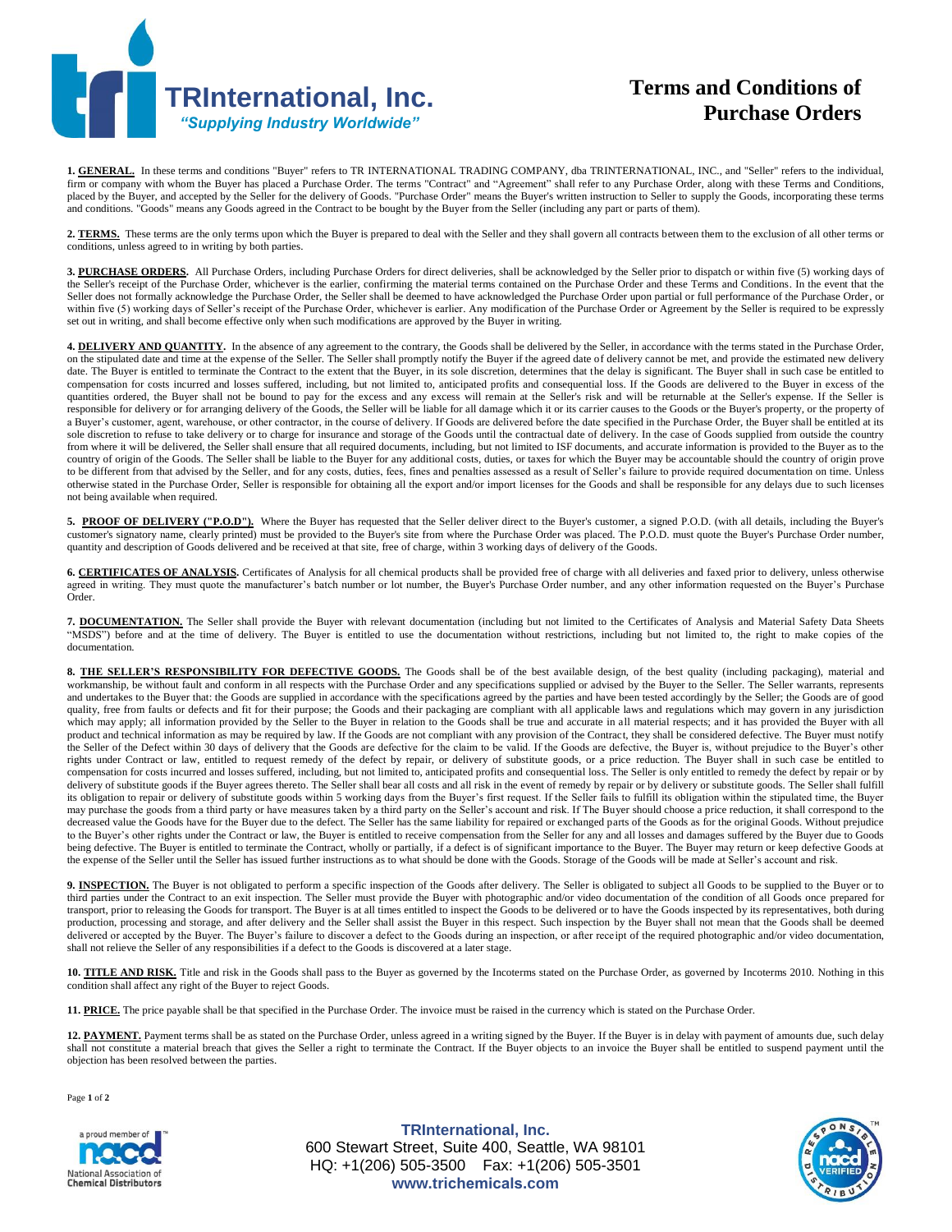# TRInternational, Inc.

*"Supplying Industry Worldwide"*

# Terms and Conditions of Purchase Orders

**1. GENERAL.** In these terms and conditions "Buyer" refers to TR INTERNATIONAL TRADING COMPANY, dba TRINTERNATIONAL, INC., and "Seller" refers to the individual, firm or company with whom the Buyer has placed a Purchase Order. The terms "Contract" and "Agreement" shall refer to any Purchase Order, along with these Terms and Conditions, placed by the Buyer, and accepted by the Seller for the delivery of Goods. "Purchase Order" means the Buyer's written instruction to Seller to supply the Goods, incorporating these terms and conditions. "Goods" means any Goods agreed in the Contract to be bought by the Buyer from the Seller (including any part or parts of them).

**2. TERMS.** These terms are the only terms upon which the Buyer is prepared to deal with the Seller and they shall govern all contracts between them to the exclusion of all other terms or conditions, unless agreed to in writing by both parties.

**3. PURCHASE ORDERS.** All Purchase Orders, including Purchase Orders for direct deliveries, shall be acknowledged by the Seller prior to dispatch or within five (5) working days of the Seller's receipt of the Purchase Order, whichever is the earlier, confirming the material terms contained on the Purchase Order and these Terms and Conditions. In the event that the Seller does not formally acknowledge the Purchase Order, the Seller shall be deemed to have acknowledged the Purchase Order upon partial or full performance of the Purchase Order, or within five (5) working days of Seller's receipt of the Purchase Order, whichever is earlier. Any modification of the Purchase Order or Agreement by the Seller is required to be expressly set out in writing, and shall become effective only when such modifications are approved by the Buyer in writing.

**4. DELIVERY AND QUANTITY.** In the absence of any agreement to the contrary, the Goods shall be delivered by the Seller, in accordance with the terms stated in the Purchase Order, on the stipulated date and time at the expense of the Seller. The Seller shall promptly notify the Buyer if the agreed date of delivery cannot be met, and provide the estimated new delivery date. The Buyer is entitled to terminate the Contract to the extent that the Buyer, in its sole discretion, determines that the delay is significant. The Buyer shall in such case be entitled to compensation for costs incurred and losses suffered, including, but not limited to, anticipated profits and consequential loss. If the Goods are delivered to the Buyer in excess of the quantities ordered, the Buyer shall not be bound to pay for the excess and any excess will remain at the Seller's risk and will be returnable at the Seller's expense. If the Seller is responsible for delivery or for arranging delivery of the Goods, the Seller will be liable for all damage which it or its carrier causes to the Goods or the Buyer's property, or the property of a Buyer's customer, agent, warehouse, or other contractor, in the course of delivery. If Goods are delivered before the date specified in the Purchase Order, the Buyer shall be entitled at its sole discretion to refuse to take delivery or to charge for insurance and storage of the Goods until the contractual date of delivery. In the case of Goods supplied from outside the country from where it will be delivered, the Seller shall ensure that all required documents, including, but not limited to ISF documents, and accurate information is provided to the Buyer as to the country of origin of the Goods. The Seller shall be liable to the Buyer for any additional costs, duties, or taxes for which the Buyer may be accountable should the country of origin prove to be different from that advised by the Seller, and for any costs, duties, fees, fines and penalties assessed as a result of Seller's failure to provide required documentation on time. Unless otherwise stated in the Purchase Order, Seller is responsible for obtaining all the export and/or import licenses for the Goods and shall be responsible for any delays due to such licenses not being available when required.

**5. PROOF OF DELIVERY ("P.O.D").** Where the Buyer has requested that the Seller deliver direct to the Buyer's customer, a signed P.O.D. (with all details, including the Buyer's customer's signatory name, clearly printed) must be provided to the Buyer's site from where the Purchase Order was placed. The P.O.D. must quote the Buyer's Purchase Order number, quantity and description of Goods delivered and be received at that site, free of charge, within 3 working days of delivery of the Goods.

**6. CERTIFICATES OF ANALYSIS.** Certificates of Analysis for all chemical products shall be provided free of charge with all deliveries and faxed prior to delivery, unless otherwise agreed in writing. They must quote the manufacturer's batch number or lot number, the Buyer's Purchase Order number, and any other information requested on the Buyer's Purchase Order.

**7. DOCUMENTATION.** The Seller shall provide the Buyer with relevant documentation (including but not limited to the Certificates of Analysis and Material Safety Data Sheets "MSDS") before and at the time of delivery. The Buyer is entitled to use the documentation without restrictions, including but not limited to, the right to make copies of the documentation.

**8. THE SELLER'S RESPONSIBILITY FOR DEFECTIVE GOODS.** The Goods shall be of the best available design, of the best quality (including packaging), material and workmanship, be without fault and conform in all respects with the Purchase Order and any specifications supplied or advised by the Buyer to the Seller. The Seller warrants, represents and undertakes to the Buyer that: the Goods are supplied in accordance with the specifications agreed by the parties and have been tested accordingly by the Seller; the Goods are of good quality, free from faults or defects and fit for their purpose; the Goods and their packaging are compliant with all applicable laws and regulations which may govern in any jurisdiction which may apply; all information provided by the Seller to the Buyer in relation to the Goods shall be true and accurate in all material respects; and it has provided the Buyer with all product and technical information as may be required by law. If the Goods are not compliant with any provision of the Contract, they shall be considered defective. The Buyer must notify the Seller of the Defect within 30 days of delivery that the Goods are defective for the claim to be valid. If the Goods are defective, the Buyer is, without prejudice to the Buyer's other rights under Contract or law, entitled to request remedy of the defect by repair, or delivery of substitute goods, or a price reduction. The Buyer shall in such case be entitled to compensation for costs incurred and losses suffered, including, but not limited to, anticipated profits and consequential loss. The Seller is only entitled to remedy the defect by repair or by delivery of substitute goods if the Buyer agrees thereto. The Seller shall bear all costs and all risk in the event of remedy by repair or by delivery or substitute goods. The Seller shall fulfill its obligation to repair or delivery of substitute goods within 5 working days from the Buyer's first request. If the Seller fails to fulfill its obligation within the stipulated time, the Buyer may purchase the goods from a third party or have measures taken by a third party on the Seller's account and risk. If The Buyer should choose a price reduction, it shall correspond to the decreased value the Goods have for the Buyer due to the defect. The Seller has the same liability for repaired or exchanged parts of the Goods as for the original Goods. Without prejudice to the Buyer's other rights under the Contract or law, the Buyer is entitled to receive compensation from the Seller for any and all losses and damages suffered by the Buyer due to Goods being defective. The Buyer is entitled to terminate the Contract, wholly or partially, if a defect is of significant importance to the Buyer. The Buyer may return or keep defective Goods at the expense of the Seller until the Seller has issued further instructions as to what should be done with the Goods. Storage of the Goods will be made at Seller's account and risk.

**9. INSPECTION.** The Buyer is not obligated to perform a specific inspection of the Goods after delivery. The Seller is obligated to subject all Goods to be supplied to the Buyer or to third parties under the Contract to an exit inspection. The Seller must provide the Buyer with photographic and/or video documentation of the condition of all Goods once prepared for transport, prior to releasing the Goods for transport. The Buyer is at all times entitled to inspect the Goods to be delivered or to have the Goods inspected by its representatives, both during production, processing and storage, and after delivery and the Seller shall assist the Buyer in this respect. Such inspection by the Buyer shall not mean that the Goods shall be deemed delivered or accepted by the Buyer. The Buyer's failure to discover a defect to the Goods during an inspection, or after receipt of the required photographic and/or video documentation, shall not relieve the Seller of any responsibilities if a defect to the Goods is discovered at a later stage.

**10. TITLE AND RISK.** Title and risk in the Goods shall pass to the Buyer as governed by the Incoterms stated on the Purchase Order, as governed by Incoterms 2010. Nothing in this condition shall affect any right of the Buyer to reject Goods.

**11. PRICE.** The price payable shall be that specified in the Purchase Order. The invoice must be raised in the currency which is stated on the Purchase Order.

**12. PAYMENT.** Payment terms shall be as stated on the Purchase Order, unless agreed in a writing signed by the Buyer. If the Buyer is in delay with payment of amounts due, such delay shall not constitute a material breach that gives the Seller a right to terminate the Contract. If the Buyer objects to an invoice the Buyer shall be entitled to suspend payment until the objection has been resolved between the parties.

a proud member of nacd National Association of Chemical Distributors

**TRInternational, Inc.**
600 Stewart Street, Suite 400, Seattle, WA 98101
HQ: +1(206) 505-3500 Fax: +1(206) 505-3501
**www.trichemicals.com**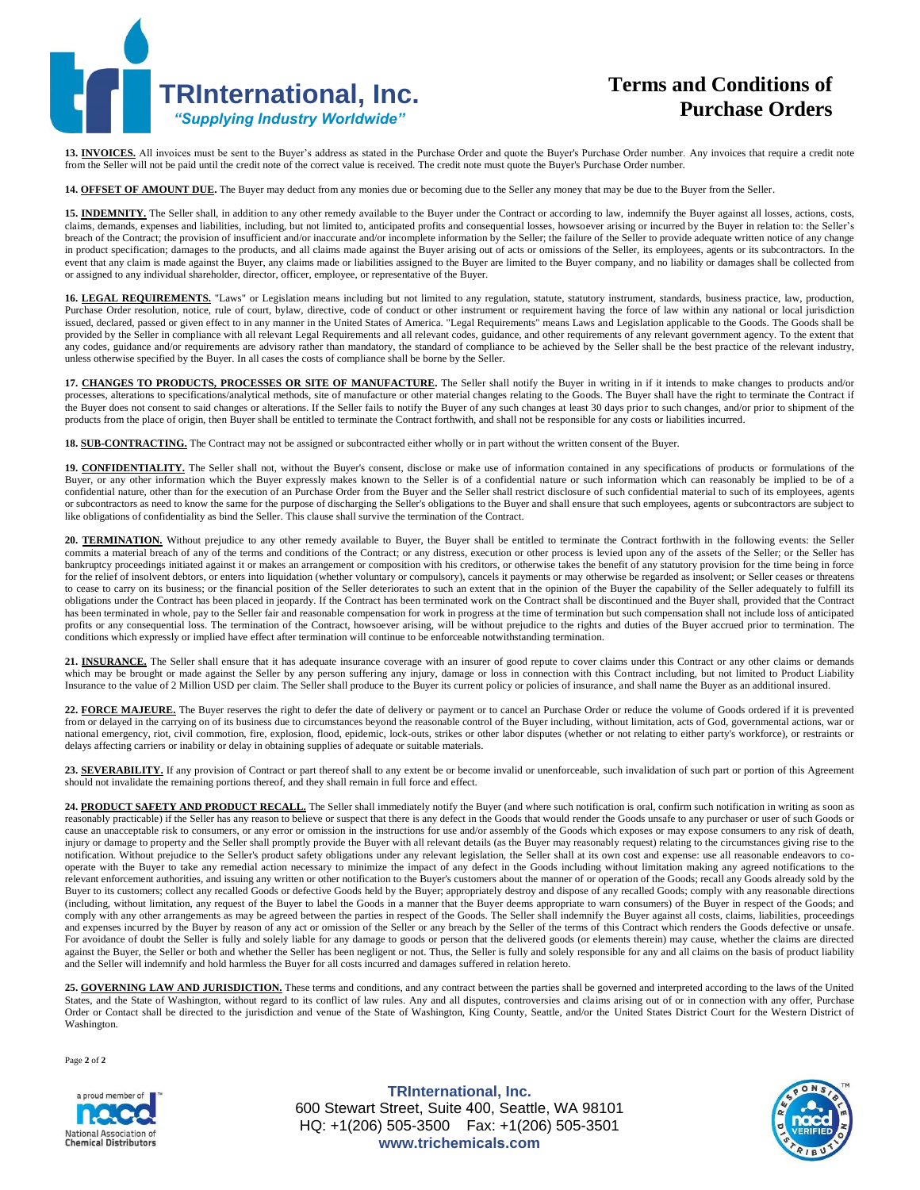# Terms and Conditions of Purchase Orders

**13. INVOICES.** All invoices must be sent to the Buyer's address as stated in the Purchase Order and quote the Buyer's Purchase Order number. Any invoices that require a credit note from the Seller will not be paid until the credit note of the correct value is received. The credit note must quote the Buyer's Purchase Order number.

**14. OFFSET OF AMOUNT DUE.** The Buyer may deduct from any monies due or becoming due to the Seller any money that may be due to the Buyer from the Seller.

**15. INDEMNITY.** The Seller shall, in addition to any other remedy available to the Buyer under the Contract or according to law, indemnify the Buyer against all losses, actions, costs, claims, demands, expenses and liabilities, including, but not limited to, anticipated profits and consequential losses, howsoever arising or incurred by the Buyer in relation to: the Seller's breach of the Contract; the provision of insufficient and/or inaccurate and/or incomplete information by the Seller; the failure of the Seller to provide adequate written notice of any change in product specification; damages to the products, and all claims made against the Buyer arising out of acts or omissions of the Seller, its employees, agents or its subcontractors. In the event that any claim is made against the Buyer, any claims made or liabilities assigned to the Buyer are limited to the Buyer company, and no liability or damages shall be collected from or assigned to any individual shareholder, director, officer, employee, or representative of the Buyer.

**16. LEGAL REQUIREMENTS.** "Laws" or Legislation means including but not limited to any regulation, statute, statutory instrument, standards, business practice, law, production, Purchase Order resolution, notice, rule of court, bylaw, directive, code of conduct or other instrument or requirement having the force of law within any national or local jurisdiction issued, declared, passed or given effect to in any manner in the United States of America. "Legal Requirements" means Laws and Legislation applicable to the Goods. The Goods shall be provided by the Seller in compliance with all relevant Legal Requirements and all relevant codes, guidance, and other requirements of any relevant government agency. To the extent that any codes, guidance and/or requirements are advisory rather than mandatory, the standard of compliance to be achieved by the Seller shall be the best practice of the relevant industry, unless otherwise specified by the Buyer. In all cases the costs of compliance shall be borne by the Seller.

**17. CHANGES TO PRODUCTS, PROCESSES OR SITE OF MANUFACTURE.** The Seller shall notify the Buyer in writing in if it intends to make changes to products and/or processes, alterations to specifications/analytical methods, site of manufacture or other material changes relating to the Goods. The Buyer shall have the right to terminate the Contract if the Buyer does not consent to said changes or alterations. If the Seller fails to notify the Buyer of any such changes at least 30 days prior to such changes, and/or prior to shipment of the products from the place of origin, then Buyer shall be entitled to terminate the Contract forthwith, and shall not be responsible for any costs or liabilities incurred.

**18. SUB-CONTRACTING.** The Contract may not be assigned or subcontracted either wholly or in part without the written consent of the Buyer.

**19. CONFIDENTIALITY.** The Seller shall not, without the Buyer's consent, disclose or make use of information contained in any specifications of products or formulations of the Buyer, or any other information which the Buyer expressly makes known to the Seller is of a confidential nature or such information which can reasonably be implied to be of a confidential nature, other than for the execution of an Purchase Order from the Buyer and the Seller shall restrict disclosure of such confidential material to such of its employees, agents or subcontractors as need to know the same for the purpose of discharging the Seller's obligations to the Buyer and shall ensure that such employees, agents or subcontractors are subject to like obligations of confidentiality as bind the Seller. This clause shall survive the termination of the Contract.

**20. TERMINATION.** Without prejudice to any other remedy available to Buyer, the Buyer shall be entitled to terminate the Contract forthwith in the following events: the Seller commits a material breach of any of the terms and conditions of the Contract; or any distress, execution or other process is levied upon any of the assets of the Seller; or the Seller has bankruptcy proceedings initiated against it or makes an arrangement or composition with his creditors, or otherwise takes the benefit of any statutory provision for the time being in force for the relief of insolvent debtors, or enters into liquidation (whether voluntary or compulsory), cancels it payments or may otherwise be regarded as insolvent; or Seller ceases or threatens to cease to carry on its business; or the financial position of the Seller deteriorates to such an extent that in the opinion of the Buyer the capability of the Seller adequately to fulfill its obligations under the Contract has been placed in jeopardy. If the Contract has been terminated work on the Contract shall be discontinued and the Buyer shall, provided that the Contract has been terminated in whole, pay to the Seller fair and reasonable compensation for work in progress at the time of termination but such compensation shall not include loss of anticipated profits or any consequential loss. The termination of the Contract, howsoever arising, will be without prejudice to the rights and duties of the Buyer accrued prior to termination. The conditions which expressly or implied have effect after termination will continue to be enforceable notwithstanding termination.

**21. INSURANCE.** The Seller shall ensure that it has adequate insurance coverage with an insurer of good repute to cover claims under this Contract or any other claims or demands which may be brought or made against the Seller by any person suffering any injury, damage or loss in connection with this Contract including, but not limited to Product Liability Insurance to the value of 2 Million USD per claim. The Seller shall produce to the Buyer its current policy or policies of insurance, and shall name the Buyer as an additional insured.

**22. FORCE MAJEURE.** The Buyer reserves the right to defer the date of delivery or payment or to cancel an Purchase Order or reduce the volume of Goods ordered if it is prevented from or delayed in the carrying on of its business due to circumstances beyond the reasonable control of the Buyer including, without limitation, acts of God, governmental actions, war or national emergency, riot, civil commotion, fire, explosion, flood, epidemic, lock-outs, strikes or other labor disputes (whether or not relating to either party's workforce), or restraints or delays affecting carriers or inability or delay in obtaining supplies of adequate or suitable materials.

**23. SEVERABILITY.** If any provision of Contract or part thereof shall to any extent be or become invalid or unenforceable, such invalidation of such part or portion of this Agreement should not invalidate the remaining portions thereof, and they shall remain in full force and effect.

**24. PRODUCT SAFETY AND PRODUCT RECALL.** The Seller shall immediately notify the Buyer (and where such notification is oral, confirm such notification in writing as soon as reasonably practicable) if the Seller has any reason to believe or suspect that there is any defect in the Goods that would render the Goods unsafe to any purchaser or user of such Goods or cause an unacceptable risk to consumers, or any error or omission in the instructions for use and/or assembly of the Goods which exposes or may expose consumers to any risk of death, injury or damage to property and the Seller shall promptly provide the Buyer with all relevant details (as the Buyer may reasonably request) relating to the circumstances giving rise to the notification. Without prejudice to the Seller's product safety obligations under any relevant legislation, the Seller shall at its own cost and expense: use all reasonable endeavors to co-operate with the Buyer to take any remedial action necessary to minimize the impact of any defect in the Goods including without limitation making any agreed notifications to the relevant enforcement authorities, and issuing any written or other notification to the Buyer's customers about the manner of or operation of the Goods; recall any Goods already sold by the Buyer to its customers; collect any recalled Goods or defective Goods held by the Buyer; appropriately destroy and dispose of any recalled Goods; comply with any reasonable directions (including, without limitation, any request of the Buyer to label the Goods in a manner that the Buyer deems appropriate to warn consumers) of the Buyer in respect of the Goods; and comply with any other arrangements as may be agreed between the parties in respect of the Goods. The Seller shall indemnify the Buyer against all costs, claims, liabilities, proceedings and expenses incurred by the Buyer by reason of any act or omission of the Seller or any breach by the Seller of the terms of this Contract which renders the Goods defective or unsafe. For avoidance of doubt the Seller is fully and solely liable for any damage to goods or person that the delivered goods (or elements therein) may cause, whether the claims are directed against the Buyer, the Seller or both and whether the Seller has been negligent or not. Thus, the Seller is fully and solely responsible for any and all claims on the basis of product liability and the Seller will indemnify and hold harmless the Buyer for all costs incurred and damages suffered in relation hereto.

**25. GOVERNING LAW AND JURISDICTION.** These terms and conditions, and any contract between the parties shall be governed and interpreted according to the laws of the United States, and the State of Washington, without regard to its conflict of law rules. Any and all disputes, controversies and claims arising out of or in connection with any offer, Purchase Order or Contact shall be directed to the jurisdiction and venue of the State of Washington, King County, Seattle, and/or the United States District Court for the Western District of Washington.

**TRInternational, Inc.**
600 Stewart Street, Suite 400, Seattle, WA 98101
HQ: +1(206) 505-3500 Fax: +1(206) 505-3501
**www.trichemicals.com**